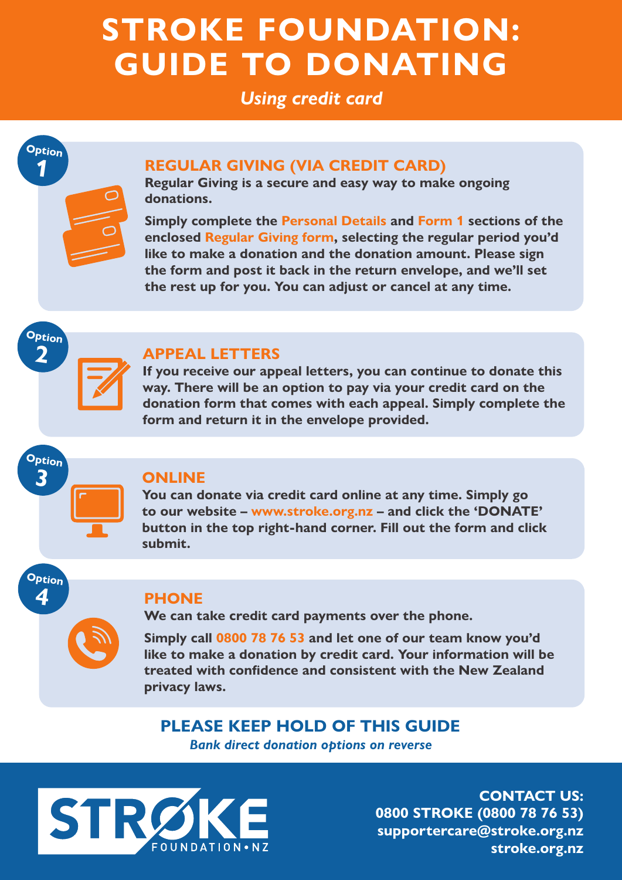# STROKE FOUNDATION: GUIDE TO DONATING

*Using credit card*

Option 1

## REGULAR GIVING (VIA CREDIT CARD)

**Regular Giving is a secure and easy way to make ongoing donations.**

**Simply complete the Personal Details and Form 1 sections of the enclosed Regular Giving form, selecting the regular period you'd like to make a donation and the donation amount. Please sign the form and post it back in the return envelope, and we'll set the rest up for you. You can adjust or cancel at any time.**

Option 2

## APPEAL LETTERS

**If you receive our appeal letters, you can continue to donate this way. There will be an option to pay via your credit card on the donation form that comes with each appeal. Simply complete the form and return it in the envelope provided.**

Option 3

## ONLINE

**You can donate via credit card online at any time. Simply go to our website – www.stroke.org.nz – and click the 'DONATE' button in the top right-hand corner. Fill out the form and click submit.**

Option 4

## PHONE

**We can take credit card payments over the phone.**

**Simply call 0800 78 76 53 and let one of our team know you'd like to make a donation by credit card. Your information will be treated with confidence and consistent with the New Zealand privacy laws.**

## PLEASE KEEP HOLD OF THIS GUIDE

*Bank direct donation options on reverse*

STROKE FOUNDATION • NZ

**CONTACT US:**
**0800 STROKE (0800 78 76 53)**
**supportercare@stroke.org.nz**
**stroke.org.nz**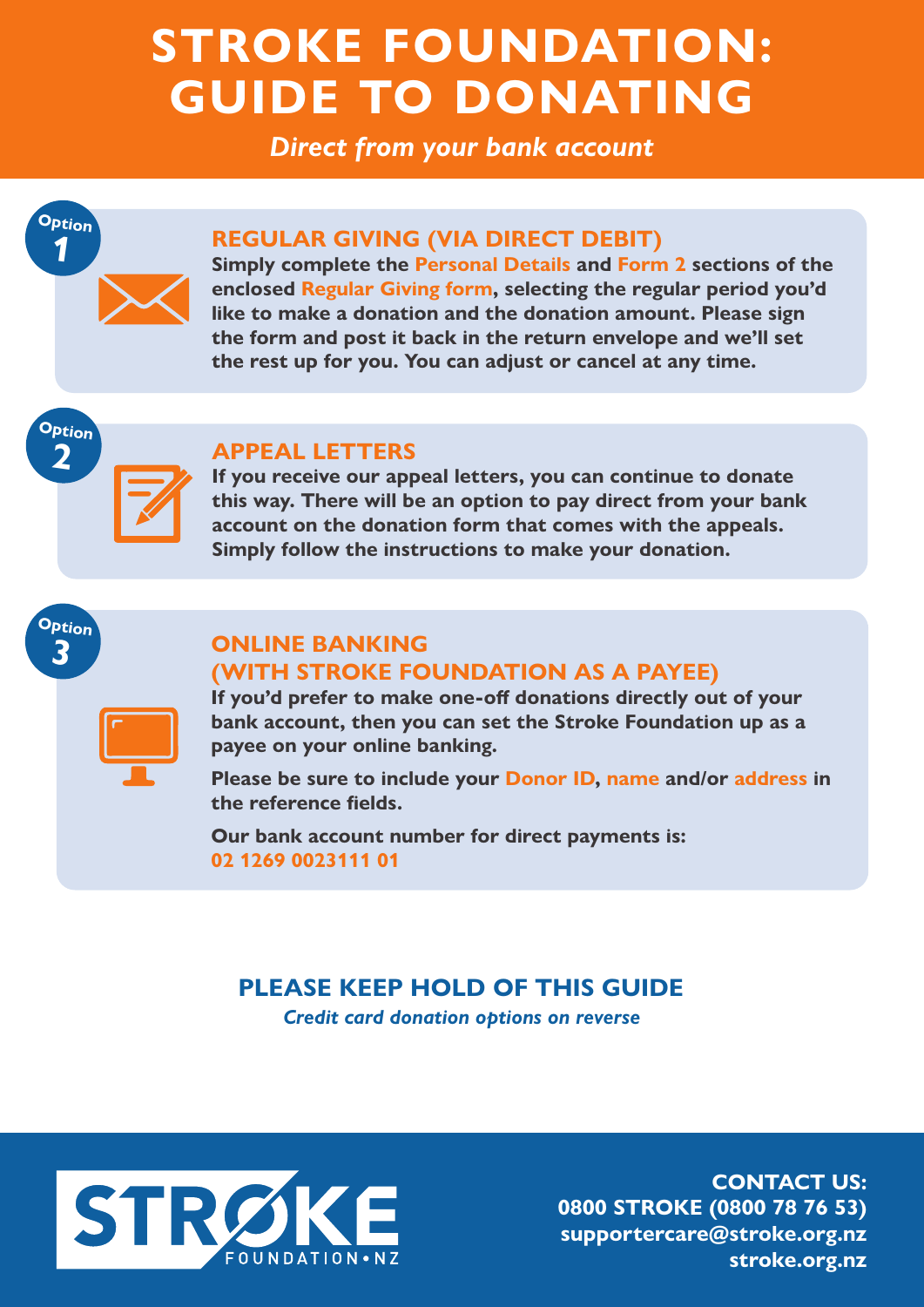# STROKE FOUNDATION: GUIDE TO DONATING

*Direct from your bank account*

**Option 1**

## REGULAR GIVING (VIA DIRECT DEBIT)

**Simply complete the Personal Details and Form 2 sections of the enclosed Regular Giving form, selecting the regular period you'd like to make a donation and the donation amount. Please sign the form and post it back in the return envelope and we'll set the rest up for you. You can adjust or cancel at any time.**

**Option 2**

## APPEAL LETTERS

**If you receive our appeal letters, you can continue to donate this way. There will be an option to pay direct from your bank account on the donation form that comes with the appeals. Simply follow the instructions to make your donation.**

**Option 3**

## ONLINE BANKING (WITH STROKE FOUNDATION AS A PAYEE)

**If you'd prefer to make one-off donations directly out of your bank account, then you can set the Stroke Foundation up as a payee on your online banking.**

**Please be sure to include your Donor ID, name and/or address in the reference fields.**

**Our bank account number for direct payments is:**
**02 1269 0023111 01**

## PLEASE KEEP HOLD OF THIS GUIDE

*Credit card donation options on reverse*

STROKE FOUNDATION • NZ

**CONTACT US:**
**0800 STROKE (0800 78 76 53)**
**supportercare@stroke.org.nz**
**stroke.org.nz**